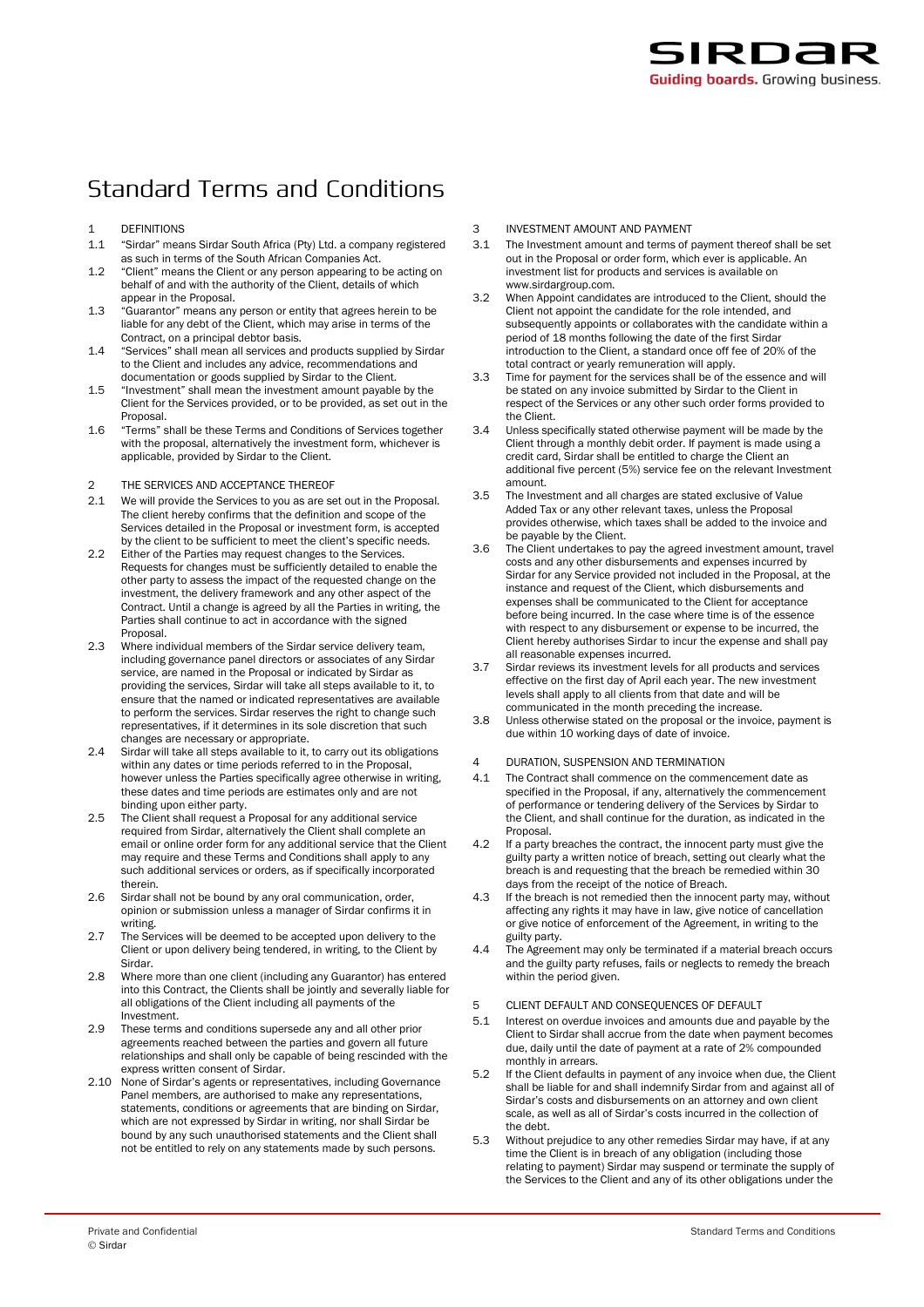# Standard Terms and Conditions

1 DEFINITIONS

1.1 "Sirdar" means Sirdar South Africa (Pty) Ltd. a company registered as such in terms of the South African Companies Act.

1.2 "Client" means the Client or any person appearing to be acting on behalf of and with the authority of the Client, details of which appear in the Proposal.

1.3 "Guarantor" means any person or entity that agrees herein to be liable for any debt of the Client, which may arise in terms of the Contract, on a principal debtor basis.

1.4 "Services" shall mean all services and products supplied by Sirdar to the Client and includes any advice, recommendations and documentation or goods supplied by Sirdar to the Client.

1.5 "Investment" shall mean the investment amount payable by the Client for the Services provided, or to be provided, as set out in the Proposal.

1.6 "Terms" shall be these Terms and Conditions of Services together with the proposal, alternatively the investment form, whichever is applicable, provided by Sirdar to the Client.

2 THE SERVICES AND ACCEPTANCE THEREOF

2.1 We will provide the Services to you as are set out in the Proposal. The client hereby confirms that the definition and scope of the Services detailed in the Proposal or investment form, is accepted by the client to be sufficient to meet the client's specific needs.

2.2 Either of the Parties may request changes to the Services. Requests for changes must be sufficiently detailed to enable the other party to assess the impact of the requested change on the investment, the delivery framework and any other aspect of the Contract. Until a change is agreed by all the Parties in writing, the Parties shall continue to act in accordance with the signed Proposal.

2.3 Where individual members of the Sirdar service delivery team, including governance panel directors or associates of any Sirdar service, are named in the Proposal or indicated by Sirdar as providing the services, Sirdar will take all steps available to it, to ensure that the named or indicated representatives are available to perform the services. Sirdar reserves the right to change such representatives, if it determines in its sole discretion that such changes are necessary or appropriate.

2.4 Sirdar will take all steps available to it, to carry out its obligations within any dates or time periods referred to in the Proposal, however unless the Parties specifically agree otherwise in writing, these dates and time periods are estimates only and are not binding upon either party.

2.5 The Client shall request a Proposal for any additional service required from Sirdar, alternatively the Client shall complete an email or online order form for any additional service that the Client may require and these Terms and Conditions shall apply to any such additional services or orders, as if specifically incorporated therein.

2.6 Sirdar shall not be bound by any oral communication, order, opinion or submission unless a manager of Sirdar confirms it in writing.

2.7 The Services will be deemed to be accepted upon delivery to the Client or upon delivery being tendered, in writing, to the Client by Sirdar.

2.8 Where more than one client (including any Guarantor) has entered into this Contract, the Clients shall be jointly and severally liable for all obligations of the Client including all payments of the Investment.

2.9 These terms and conditions supersede any and all other prior agreements reached between the parties and govern all future relationships and shall only be capable of being rescinded with the express written consent of Sirdar.

2.10 None of Sirdar's agents or representatives, including Governance Panel members, are authorised to make any representations, statements, conditions or agreements that are binding on Sirdar, which are not expressed by Sirdar in writing, nor shall Sirdar be bound by any such unauthorised statements and the Client shall not be entitled to rely on any statements made by such persons.

3 INVESTMENT AMOUNT AND PAYMENT

3.1 The Investment amount and terms of payment thereof shall be set out in the Proposal or order form, which ever is applicable. An investment list for products and services is available on www.sirdargroup.com.

3.2 When Appoint candidates are introduced to the Client, should the Client not appoint the candidate for the role intended, and subsequently appoints or collaborates with the candidate within a period of 18 months following the date of the first Sirdar introduction to the Client, a standard once off fee of 20% of the total contract or yearly remuneration will apply.

3.3 Time for payment for the services shall be of the essence and will be stated on any invoice submitted by Sirdar to the Client in respect of the Services or any other such order forms provided to the Client.

3.4 Unless specifically stated otherwise payment will be made by the Client through a monthly debit order. If payment is made using a credit card, Sirdar shall be entitled to charge the Client an additional five percent (5%) service fee on the relevant Investment amount.

3.5 The Investment and all charges are stated exclusive of Value Added Tax or any other relevant taxes, unless the Proposal provides otherwise, which taxes shall be added to the invoice and be payable by the Client.

3.6 The Client undertakes to pay the agreed investment amount, travel costs and any other disbursements and expenses incurred by Sirdar for any Service provided not included in the Proposal, at the instance and request of the Client, which disbursements and expenses shall be communicated to the Client for acceptance before being incurred. In the case where time is of the essence with respect to any disbursement or expense to be incurred, the Client hereby authorises Sirdar to incur the expense and shall pay all reasonable expenses incurred.

3.7 Sirdar reviews its investment levels for all products and services effective on the first day of April each year. The new investment levels shall apply to all clients from that date and will be communicated in the month preceding the increase.

3.8 Unless otherwise stated on the proposal or the invoice, payment is due within 10 working days of date of invoice.

4 DURATION, SUSPENSION AND TERMINATION

4.1 The Contract shall commence on the commencement date as specified in the Proposal, if any, alternatively the commencement of performance or tendering delivery of the Services by Sirdar to the Client, and shall continue for the duration, as indicated in the Proposal.

4.2 If a party breaches the contract, the innocent party must give the guilty party a written notice of breach, setting out clearly what the breach is and requesting that the breach be remedied within 30 days from the receipt of the notice of Breach.

4.3 If the breach is not remedied then the innocent party may, without affecting any rights it may have in law, give notice of cancellation or give notice of enforcement of the Agreement, in writing to the guilty party.

4.4 The Agreement may only be terminated if a material breach occurs and the guilty party refuses, fails or neglects to remedy the breach within the period given.

5 CLIENT DEFAULT AND CONSEQUENCES OF DEFAULT

5.1 Interest on overdue invoices and amounts due and payable by the Client to Sirdar shall accrue from the date when payment becomes due, daily until the date of payment at a rate of 2% compounded monthly in arrears.

5.2 If the Client defaults in payment of any invoice when due, the Client shall be liable for and shall indemnify Sirdar from and against all of Sirdar's costs and disbursements on an attorney and own client scale, as well as all of Sirdar's costs incurred in the collection of the debt.

5.3 Without prejudice to any other remedies Sirdar may have, if at any time the Client is in breach of any obligation (including those relating to payment) Sirdar may suspend or terminate the supply of the Services to the Client and any of its other obligations under the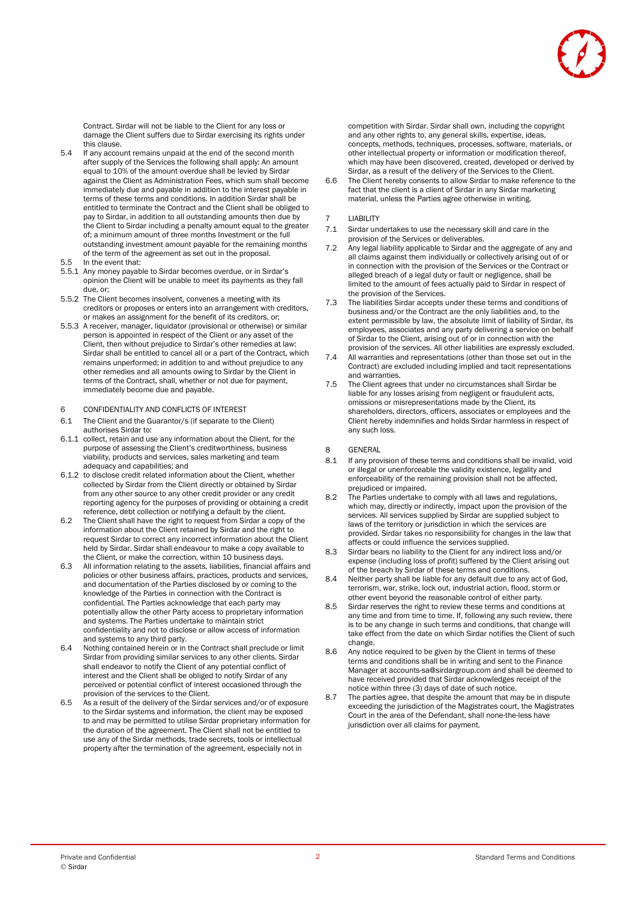Contract. Sirdar will not be liable to the Client for any loss or damage the Client suffers due to Sirdar exercising its rights under this clause.

5.4 If any account remains unpaid at the end of the second month after supply of the Services the following shall apply: An amount equal to 10% of the amount overdue shall be levied by Sirdar against the Client as Administration Fees, which sum shall become immediately due and payable in addition to the interest payable in terms of these terms and conditions. In addition Sirdar shall be entitled to terminate the Contract and the Client shall be obliged to pay to Sirdar, in addition to all outstanding amounts then due by the Client to Sirdar including a penalty amount equal to the greater of; a minimum amount of three months Investment or the full outstanding investment amount payable for the remaining months of the term of the agreement as set out in the proposal.

5.5 In the event that:

5.5.1 Any money payable to Sirdar becomes overdue, or in Sirdar's opinion the Client will be unable to meet its payments as they fall due, or;

5.5.2 The Client becomes insolvent, convenes a meeting with its creditors or proposes or enters into an arrangement with creditors, or makes an assignment for the benefit of its creditors, or;

5.5.3 A receiver, manager, liquidator (provisional or otherwise) or similar person is appointed in respect of the Client or any asset of the Client, then without prejudice to Sirdar's other remedies at law: Sirdar shall be entitled to cancel all or a part of the Contract, which remains unperformed; in addition to and without prejudice to any other remedies and all amounts owing to Sirdar by the Client in terms of the Contract, shall, whether or not due for payment, immediately become due and payable.

## 6 CONFIDENTIALITY AND CONFLICTS OF INTEREST

6.1 The Client and the Guarantor/s (if separate to the Client) authorises Sirdar to:

6.1.1 collect, retain and use any information about the Client, for the purpose of assessing the Client's creditworthiness, business viability, products and services, sales marketing and team adequacy and capabilities; and

6.1.2 to disclose credit related information about the Client, whether collected by Sirdar from the Client directly or obtained by Sirdar from any other source to any other credit provider or any credit reporting agency for the purposes of providing or obtaining a credit reference, debt collection or notifying a default by the client.

6.2 The Client shall have the right to request from Sirdar a copy of the information about the Client retained by Sirdar and the right to request Sirdar to correct any incorrect information about the Client held by Sirdar. Sirdar shall endeavour to make a copy available to the Client, or make the correction, within 10 business days.

6.3 All information relating to the assets, liabilities, financial affairs and policies or other business affairs, practices, products and services, and documentation of the Parties disclosed by or coming to the knowledge of the Parties in connection with the Contract is confidential. The Parties acknowledge that each party may potentially allow the other Party access to proprietary information and systems. The Parties undertake to maintain strict confidentiality and not to disclose or allow access of information and systems to any third party.

6.4 Nothing contained herein or in the Contract shall preclude or limit Sirdar from providing similar services to any other clients. Sirdar shall endeavor to notify the Client of any potential conflict of interest and the Client shall be obliged to notify Sirdar of any perceived or potential conflict of interest occasioned through the provision of the services to the Client.

6.5 As a result of the delivery of the Sirdar services and/or of exposure to the Sirdar systems and information, the client may be exposed to and may be permitted to utilise Sirdar proprietary information for the duration of the agreement. The Client shall not be entitled to use any of the Sirdar methods, trade secrets, tools or intellectual property after the termination of the agreement, especially not in competition with Sirdar. Sirdar shall own, including the copyright and any other rights to, any general skills, expertise, ideas, concepts, methods, techniques, processes, software, materials, or other intellectual property or information or modification thereof, which may have been discovered, created, developed or derived by Sirdar, as a result of the delivery of the Services to the Client.

6.6 The Client hereby consents to allow Sirdar to make reference to the fact that the client is a client of Sirdar in any Sirdar marketing material, unless the Parties agree otherwise in writing.

## 7 LIABILITY

7.1 Sirdar undertakes to use the necessary skill and care in the provision of the Services or deliverables.

7.2 Any legal liability applicable to Sirdar and the aggregate of any and all claims against them individually or collectively arising out of or in connection with the provision of the Services or the Contract or alleged breach of a legal duty or fault or negligence, shall be limited to the amount of fees actually paid to Sirdar in respect of the provision of the Services.

7.3 The liabilities Sirdar accepts under these terms and conditions of business and/or the Contract are the only liabilities and, to the extent permissible by law, the absolute limit of liability of Sirdar, its employees, associates and any party delivering a service on behalf of Sirdar to the Client, arising out of or in connection with the provision of the services. All other liabilities are expressly excluded.

7.4 All warranties and representations (other than those set out in the Contract) are excluded including implied and tacit representations and warranties.

7.5 The Client agrees that under no circumstances shall Sirdar be liable for any losses arising from negligent or fraudulent acts, omissions or misrepresentations made by the Client, its shareholders, directors, officers, associates or employees and the Client hereby indemnifies and holds Sirdar harmless in respect of any such loss.

## 8 GENERAL

8.1 If any provision of these terms and conditions shall be invalid, void or illegal or unenforceable the validity existence, legality and enforceability of the remaining provision shall not be affected, prejudiced or impaired.

8.2 The Parties undertake to comply with all laws and regulations, which may, directly or indirectly, impact upon the provision of the services. All services supplied by Sirdar are supplied subject to laws of the territory or jurisdiction in which the services are provided. Sirdar takes no responsibility for changes in the law that affects or could influence the services supplied.

8.3 Sirdar bears no liability to the Client for any indirect loss and/or expense (including loss of profit) suffered by the Client arising out of the breach by Sirdar of these terms and conditions.

8.4 Neither party shall be liable for any default due to any act of God, terrorism, war, strike, lock out, industrial action, flood, storm or other event beyond the reasonable control of either party.

8.5 Sirdar reserves the right to review these terms and conditions at any time and from time to time. If, following any such review, there is to be any change in such terms and conditions, that change will take effect from the date on which Sirdar notifies the Client of such change.

8.6 Any notice required to be given by the Client in terms of these terms and conditions shall be in writing and sent to the Finance Manager at accounts-sa@sirdargroup.com and shall be deemed to have received provided that Sirdar acknowledges receipt of the notice within three (3) days of date of such notice.

8.7 The parties agree, that despite the amount that may be in dispute exceeding the jurisdiction of the Magistrates court, the Magistrates Court in the area of the Defendant, shall none-the-less have jurisdiction over all claims for payment.